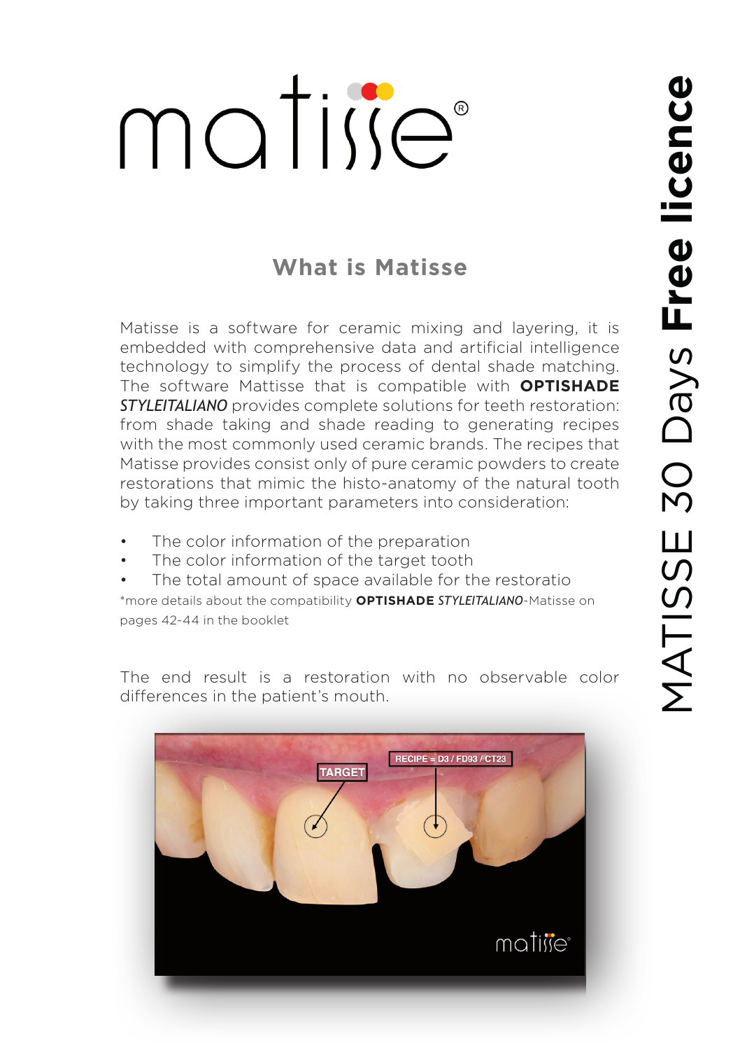# matisse®

MATISSE 30 Days **Free licence**

## What is Matisse

Matisse is a software for ceramic mixing and layering, it is embedded with comprehensive data and artificial intelligence technology to simplify the process of dental shade matching. The software Mattisse that is compatible with **OPTISHADE** ***STYLEITALIANO*** provides complete solutions for teeth restoration: from shade taking and shade reading to generating recipes with the most commonly used ceramic brands. The recipes that Matisse provides consist only of pure ceramic powders to create restorations that mimic the histo-anatomy of the natural tooth by taking three important parameters into consideration:

- The color information of the preparation
- The color information of the target tooth
- The total amount of space available for the restoratio

*more details about the compatibility **OPTISHADE** *STYLEITALIANO*-Matisse on pages 42-44 in the booklet

The end result is a restoration with no observable color differences in the patient's mouth.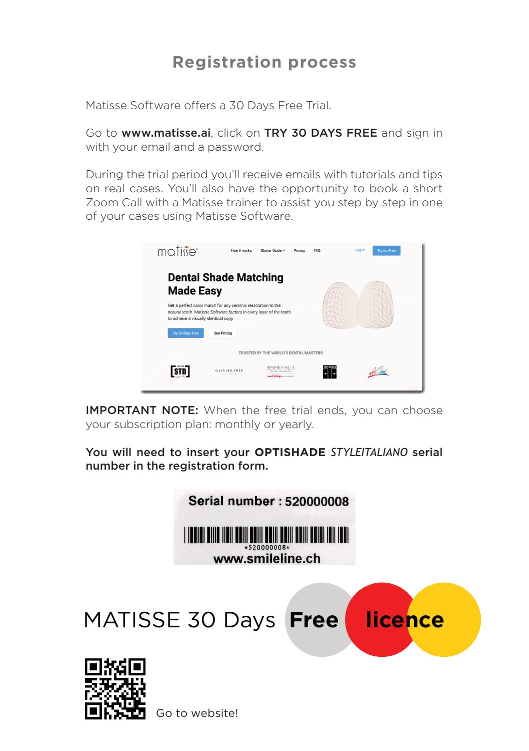## Registration process

Matisse Software offers a 30 Days Free Trial.

Go to **www.matisse.ai**, click on **TRY 30 DAYS FREE** and sign in with your email and a password.

During the trial period you'll receive emails with tutorials and tips on real cases. You'll also have the opportunity to book a short Zoom Call with a Matisse trainer to assist you step by step in one of your cases using Matisse Software.

**IMPORTANT NOTE:** When the free trial ends, you can choose your subscription plan: monthly or yearly.

**You will need to insert your OPTISHADE *STYLEITALIANO* serial number in the registration form.**

**Serial number : 520000008**

*520000008*

**www.smileline.ch**

MATISSE 30 Days **Free licence**

Go to website!